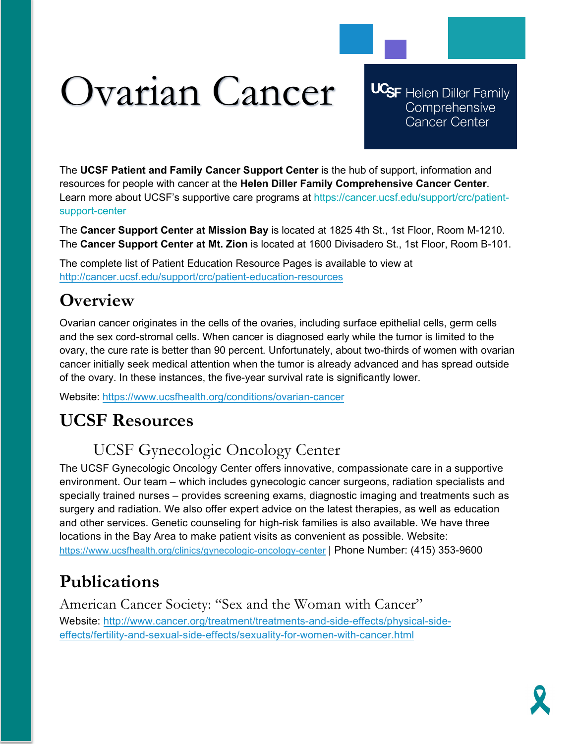# Ovarian Cancer

UCSF Helen Diller Family Comprehensive Cancer Center

The **UCSF Patient and Family Cancer Support Center** is the hub of support, information and resources for people with cancer at the **Helen Diller Family Comprehensive Cancer Center**. Learn more about UCSF's supportive care programs at https://cancer.ucsf.edu/support/crc/patient-support-center

The **Cancer Support Center at Mission Bay** is located at 1825 4th St., 1st Floor, Room M-1210. The **Cancer Support Center at Mt. Zion** is located at 1600 Divisadero St., 1st Floor, Room B-101.

The complete list of Patient Education Resource Pages is available to view at http://cancer.ucsf.edu/support/crc/patient-education-resources

## Overview

Ovarian cancer originates in the cells of the ovaries, including surface epithelial cells, germ cells and the sex cord-stromal cells. When cancer is diagnosed early while the tumor is limited to the ovary, the cure rate is better than 90 percent. Unfortunately, about two-thirds of women with ovarian cancer initially seek medical attention when the tumor is already advanced and has spread outside of the ovary. In these instances, the five-year survival rate is significantly lower.

Website: https://www.ucsfhealth.org/conditions/ovarian-cancer

## UCSF Resources

### UCSF Gynecologic Oncology Center

The UCSF Gynecologic Oncology Center offers innovative, compassionate care in a supportive environment. Our team – which includes gynecologic cancer surgeons, radiation specialists and specially trained nurses – provides screening exams, diagnostic imaging and treatments such as surgery and radiation. We also offer expert advice on the latest therapies, as well as education and other services. Genetic counseling for high-risk families is also available. We have three locations in the Bay Area to make patient visits as convenient as possible. Website: https://www.ucsfhealth.org/clinics/gynecologic-oncology-center | Phone Number: (415) 353-9600

## Publications

### American Cancer Society: "Sex and the Woman with Cancer"

Website: http://www.cancer.org/treatment/treatments-and-side-effects/physical-side-effects/fertility-and-sexual-side-effects/sexuality-for-women-with-cancer.html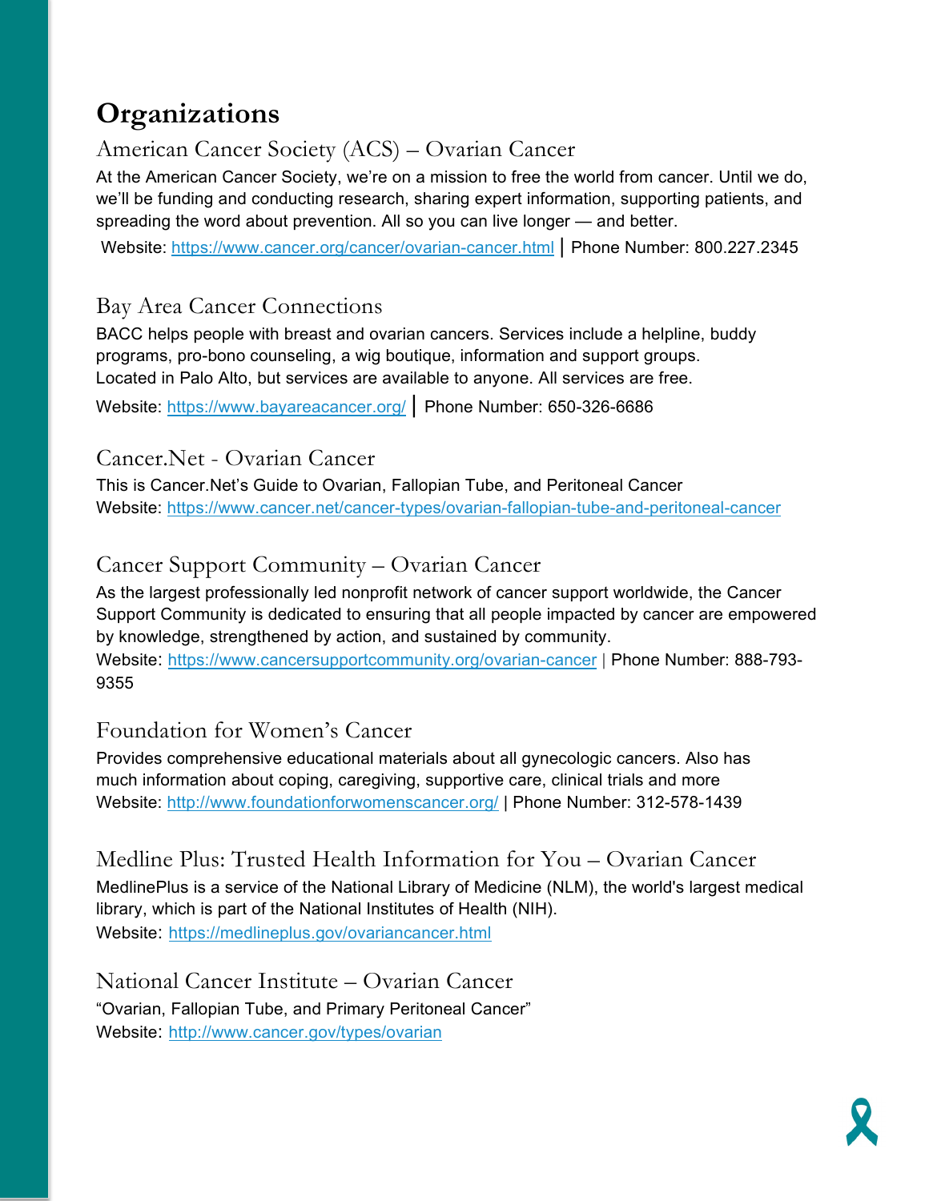# Organizations

## American Cancer Society (ACS) – Ovarian Cancer

At the American Cancer Society, we're on a mission to free the world from cancer. Until we do, we'll be funding and conducting research, sharing expert information, supporting patients, and spreading the word about prevention. All so you can live longer — and better.

Website: https://www.cancer.org/cancer/ovarian-cancer.html | Phone Number: 800.227.2345

## Bay Area Cancer Connections

BACC helps people with breast and ovarian cancers. Services include a helpline, buddy programs, pro-bono counseling, a wig boutique, information and support groups. Located in Palo Alto, but services are available to anyone. All services are free.

Website: https://www.bayareacancer.org/ | Phone Number: 650-326-6686

## Cancer.Net - Ovarian Cancer

This is Cancer.Net's Guide to Ovarian, Fallopian Tube, and Peritoneal Cancer
Website: https://www.cancer.net/cancer-types/ovarian-fallopian-tube-and-peritoneal-cancer

## Cancer Support Community – Ovarian Cancer

As the largest professionally led nonprofit network of cancer support worldwide, the Cancer Support Community is dedicated to ensuring that all people impacted by cancer are empowered by knowledge, strengthened by action, and sustained by community.
Website: https://www.cancersupportcommunity.org/ovarian-cancer | Phone Number: 888-793-9355

## Foundation for Women's Cancer

Provides comprehensive educational materials about all gynecologic cancers. Also has much information about coping, caregiving, supportive care, clinical trials and more
Website: http://www.foundationforwomenscancer.org/ | Phone Number: 312-578-1439

## Medline Plus: Trusted Health Information for You – Ovarian Cancer

MedlinePlus is a service of the National Library of Medicine (NLM), the world's largest medical library, which is part of the National Institutes of Health (NIH).
Website: https://medlineplus.gov/ovariancancer.html

## National Cancer Institute – Ovarian Cancer

"Ovarian, Fallopian Tube, and Primary Peritoneal Cancer"
Website: http://www.cancer.gov/types/ovarian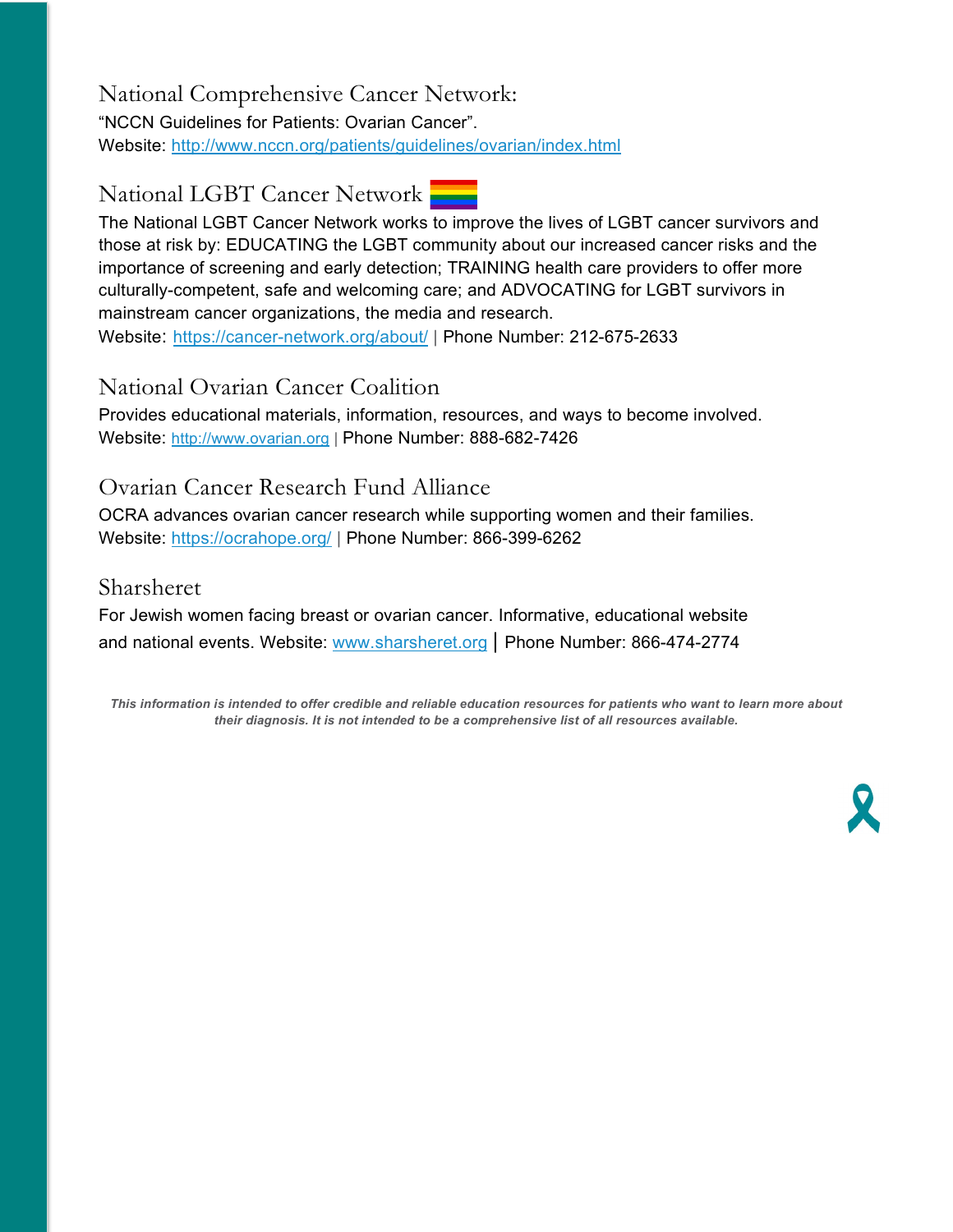## National Comprehensive Cancer Network:

"NCCN Guidelines for Patients: Ovarian Cancer".
Website: http://www.nccn.org/patients/guidelines/ovarian/index.html

## National LGBT Cancer Network

The National LGBT Cancer Network works to improve the lives of LGBT cancer survivors and those at risk by: EDUCATING the LGBT community about our increased cancer risks and the importance of screening and early detection; TRAINING health care providers to offer more culturally-competent, safe and welcoming care; and ADVOCATING for LGBT survivors in mainstream cancer organizations, the media and research.
Website: https://cancer-network.org/about/ | Phone Number: 212-675-2633

## National Ovarian Cancer Coalition

Provides educational materials, information, resources, and ways to become involved.
Website: http://www.ovarian.org | Phone Number: 888-682-7426

## Ovarian Cancer Research Fund Alliance

OCRA advances ovarian cancer research while supporting women and their families.
Website: https://ocrahope.org/ | Phone Number: 866-399-6262

## Sharsheret

For Jewish women facing breast or ovarian cancer. Informative, educational website and national events. Website: www.sharsheret.org | Phone Number: 866-474-2774

***This information is intended to offer credible and reliable education resources for patients who want to learn more about their diagnosis. It is not intended to be a comprehensive list of all resources available.***